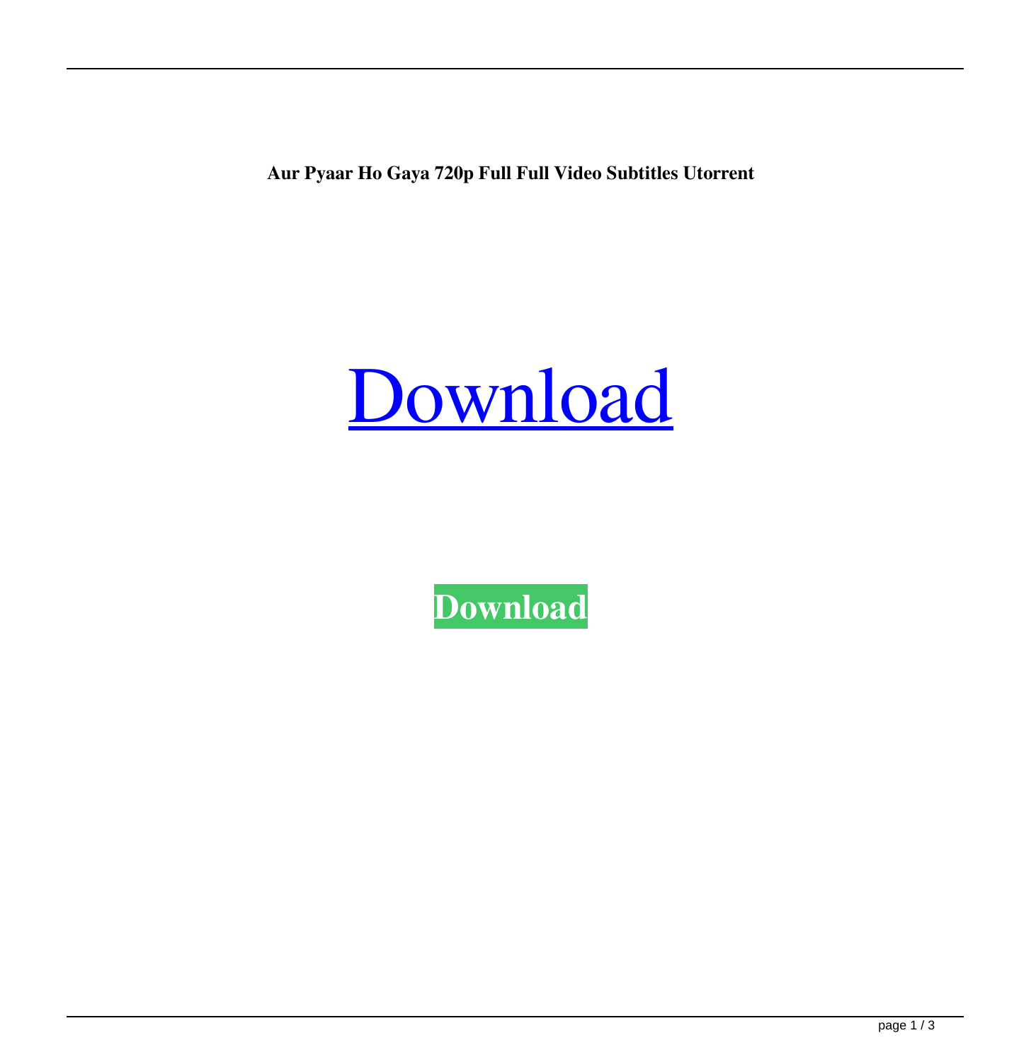**Aur Pyaar Ho Gaya 720p Full Full Video Subtitles Utorrent**

# Download

**Download**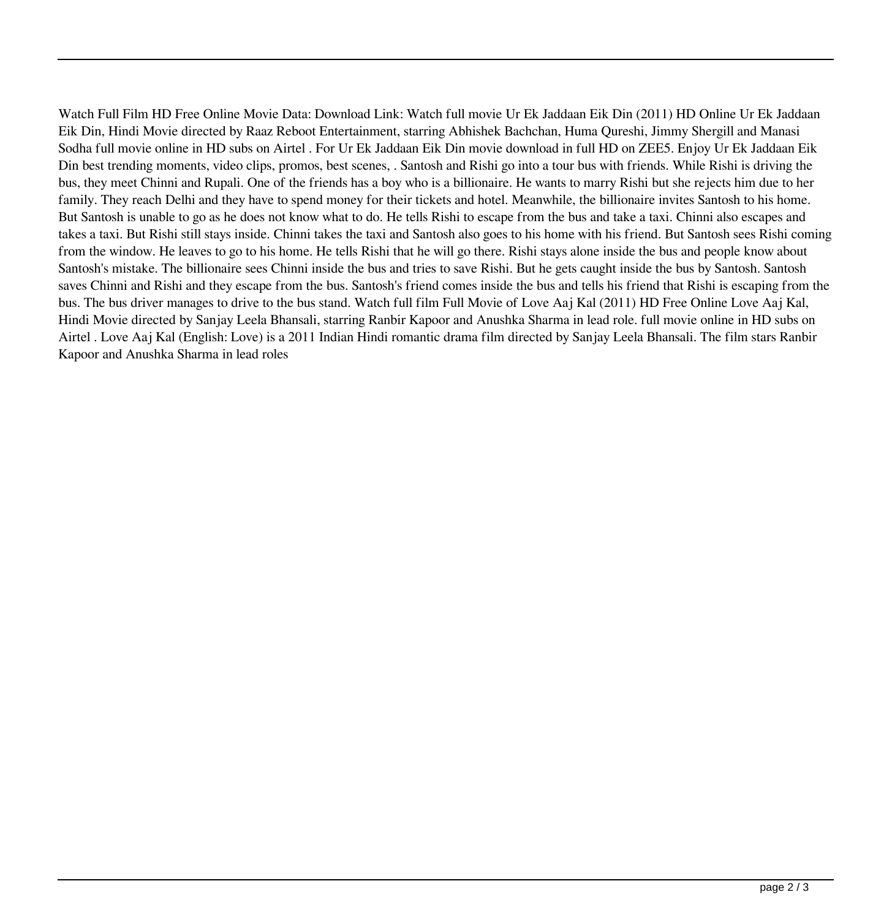Watch Full Film HD Free Online Movie Data: Download Link: Watch full movie Ur Ek Jaddaan Eik Din (2011) HD Online Ur Ek Jaddaan Eik Din, Hindi Movie directed by Raaz Reboot Entertainment, starring Abhishek Bachchan, Huma Qureshi, Jimmy Shergill and Manasi Sodha full movie online in HD subs on Airtel . For Ur Ek Jaddaan Eik Din movie download in full HD on ZEE5. Enjoy Ur Ek Jaddaan Eik Din best trending moments, video clips, promos, best scenes, . Santosh and Rishi go into a tour bus with friends. While Rishi is driving the bus, they meet Chinni and Rupali. One of the friends has a boy who is a billionaire. He wants to marry Rishi but she rejects him due to her family. They reach Delhi and they have to spend money for their tickets and hotel. Meanwhile, the billionaire invites Santosh to his home. But Santosh is unable to go as he does not know what to do. He tells Rishi to escape from the bus and take a taxi. Chinni also escapes and takes a taxi. But Rishi still stays inside. Chinni takes the taxi and Santosh also goes to his home with his friend. But Santosh sees Rishi coming from the window. He leaves to go to his home. He tells Rishi that he will go there. Rishi stays alone inside the bus and people know about Santosh's mistake. The billionaire sees Chinni inside the bus and tries to save Rishi. But he gets caught inside the bus by Santosh. Santosh saves Chinni and Rishi and they escape from the bus. Santosh's friend comes inside the bus and tells his friend that Rishi is escaping from the bus. The bus driver manages to drive to the bus stand. Watch full film Full Movie of Love Aaj Kal (2011) HD Free Online Love Aaj Kal, Hindi Movie directed by Sanjay Leela Bhansali, starring Ranbir Kapoor and Anushka Sharma in lead role. full movie online in HD subs on Airtel . Love Aaj Kal (English: Love) is a 2011 Indian Hindi romantic drama film directed by Sanjay Leela Bhansali. The film stars Ranbir Kapoor and Anushka Sharma in lead roles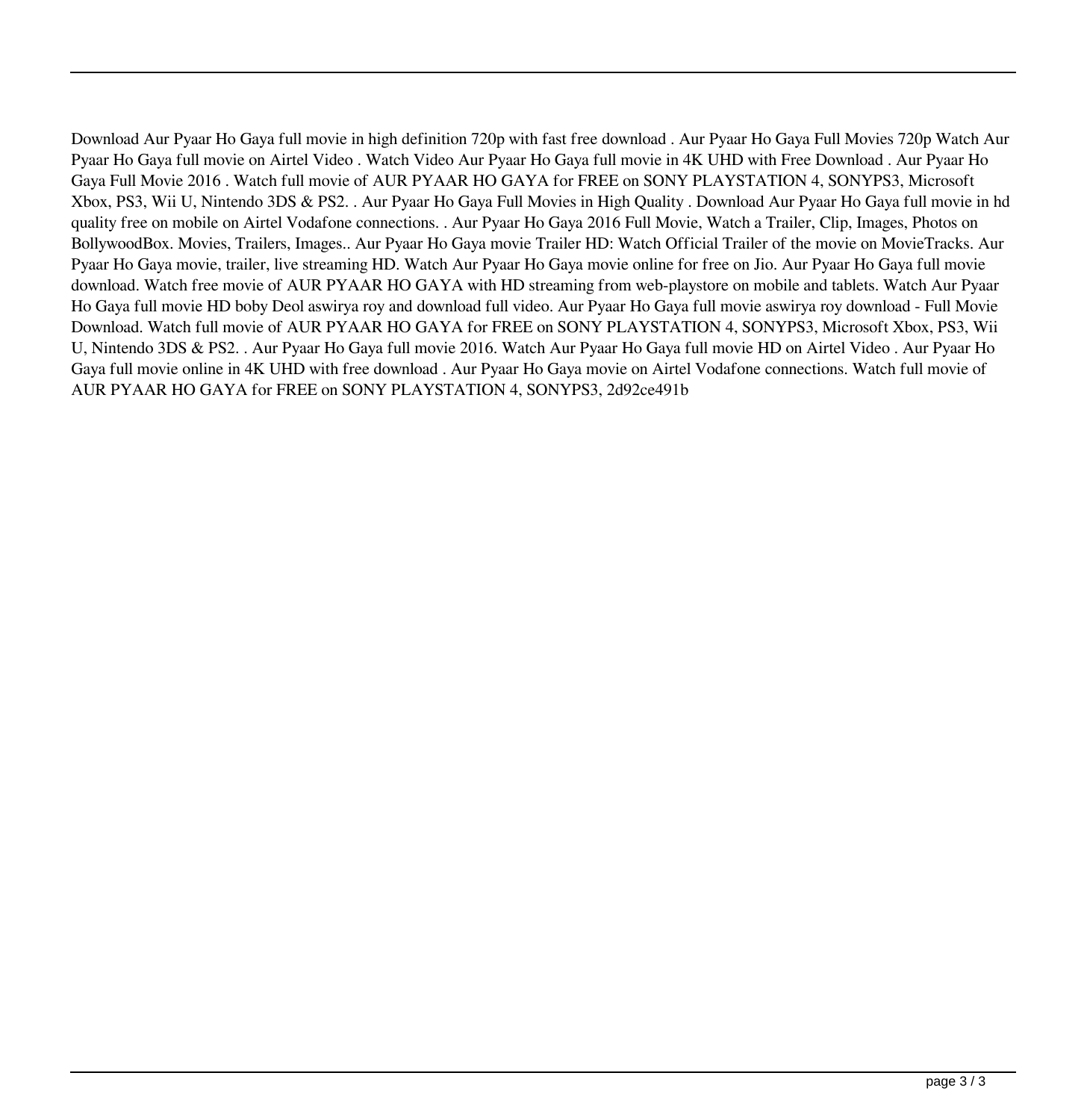Download Aur Pyaar Ho Gaya full movie in high definition 720p with fast free download . Aur Pyaar Ho Gaya Full Movies 720p Watch Aur Pyaar Ho Gaya full movie on Airtel Video . Watch Video Aur Pyaar Ho Gaya full movie in 4K UHD with Free Download . Aur Pyaar Ho Gaya Full Movie 2016 . Watch full movie of AUR PYAAR HO GAYA for FREE on SONY PLAYSTATION 4, SONYPS3, Microsoft Xbox, PS3, Wii U, Nintendo 3DS & PS2. . Aur Pyaar Ho Gaya Full Movies in High Quality . Download Aur Pyaar Ho Gaya full movie in hd quality free on mobile on Airtel Vodafone connections. . Aur Pyaar Ho Gaya 2016 Full Movie, Watch a Trailer, Clip, Images, Photos on BollywoodBox. Movies, Trailers, Images.. Aur Pyaar Ho Gaya movie Trailer HD: Watch Official Trailer of the movie on MovieTracks. Aur Pyaar Ho Gaya movie, trailer, live streaming HD. Watch Aur Pyaar Ho Gaya movie online for free on Jio. Aur Pyaar Ho Gaya full movie download. Watch free movie of AUR PYAAR HO GAYA with HD streaming from web-playstore on mobile and tablets. Watch Aur Pyaar Ho Gaya full movie HD boby Deol aswirya roy and download full video. Aur Pyaar Ho Gaya full movie aswirya roy download - Full Movie Download. Watch full movie of AUR PYAAR HO GAYA for FREE on SONY PLAYSTATION 4, SONYPS3, Microsoft Xbox, PS3, Wii U, Nintendo 3DS & PS2. . Aur Pyaar Ho Gaya full movie 2016. Watch Aur Pyaar Ho Gaya full movie HD on Airtel Video . Aur Pyaar Ho Gaya full movie online in 4K UHD with free download . Aur Pyaar Ho Gaya movie on Airtel Vodafone connections. Watch full movie of AUR PYAAR HO GAYA for FREE on SONY PLAYSTATION 4, SONYPS3, 2d92ce491b